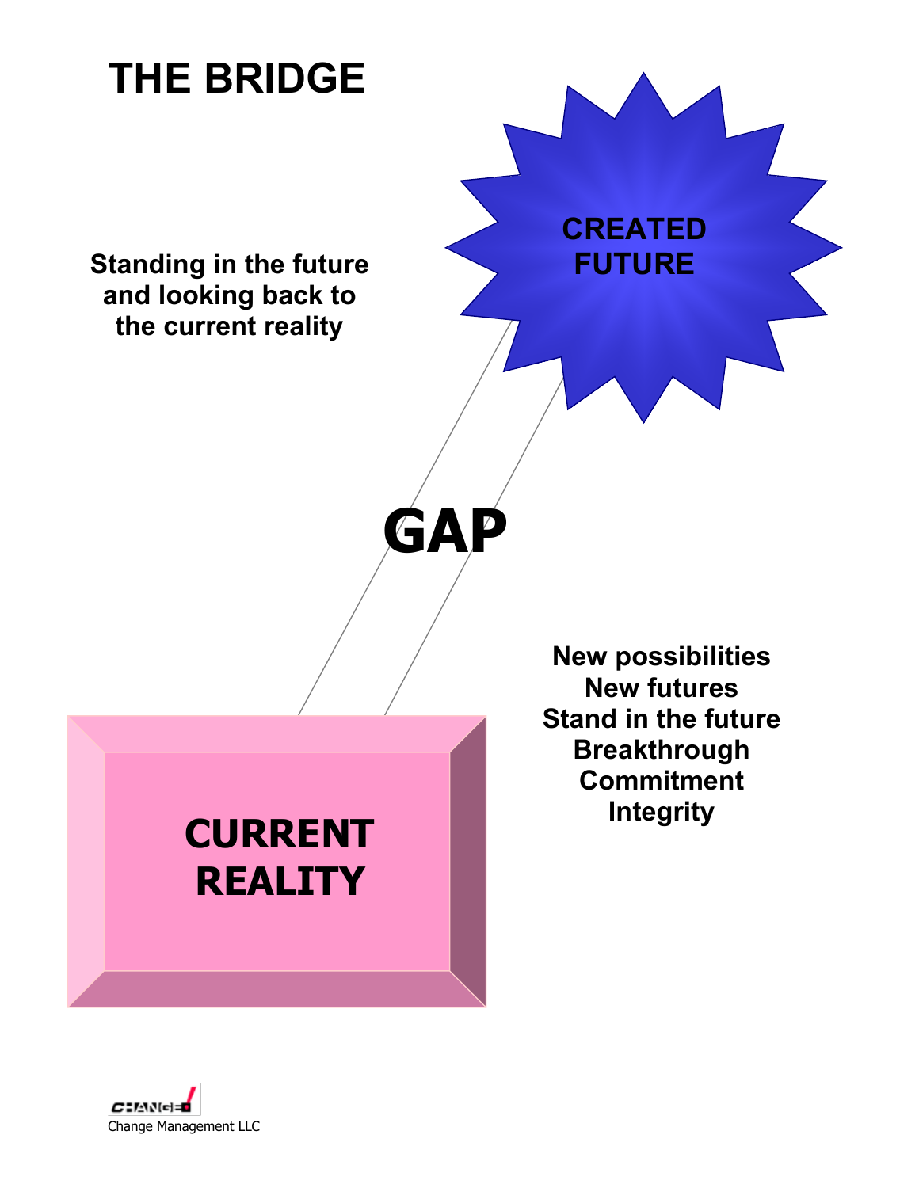# THE BRIDGE

**Standing in the future and looking back to the current reality**

**CREATED FUTURE**

**GAP**

**New possibilities**
**New futures**
**Stand in the future**
**Breakthrough**
**Commitment**
**Integrity**

**CURRENT REALITY**

Change Management LLC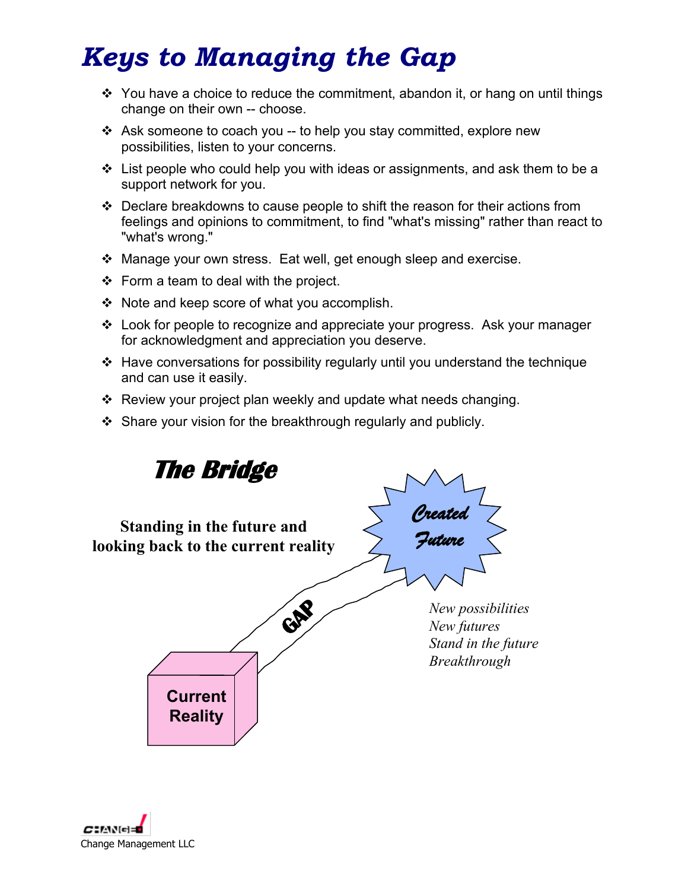# Keys to Managing the Gap

- You have a choice to reduce the commitment, abandon it, or hang on until things change on their own -- choose.
- Ask someone to coach you -- to help you stay committed, explore new possibilities, listen to your concerns.
- List people who could help you with ideas or assignments, and ask them to be a support network for you.
- Declare breakdowns to cause people to shift the reason for their actions from feelings and opinions to commitment, to find "what's missing" rather than react to "what's wrong."
- Manage your own stress. Eat well, get enough sleep and exercise.
- Form a team to deal with the project.
- Note and keep score of what you accomplish.
- Look for people to recognize and appreciate your progress. Ask your manager for acknowledgment and appreciation you deserve.
- Have conversations for possibility regularly until you understand the technique and can use it easily.
- Review your project plan weekly and update what needs changing.
- Share your vision for the breakthrough regularly and publicly.

## The Bridge

**Standing in the future and looking back to the current reality**

Created Future

GAP

Current Reality

*New possibilities*
*New futures*
*Stand in the future*
*Breakthrough*

Change Management LLC